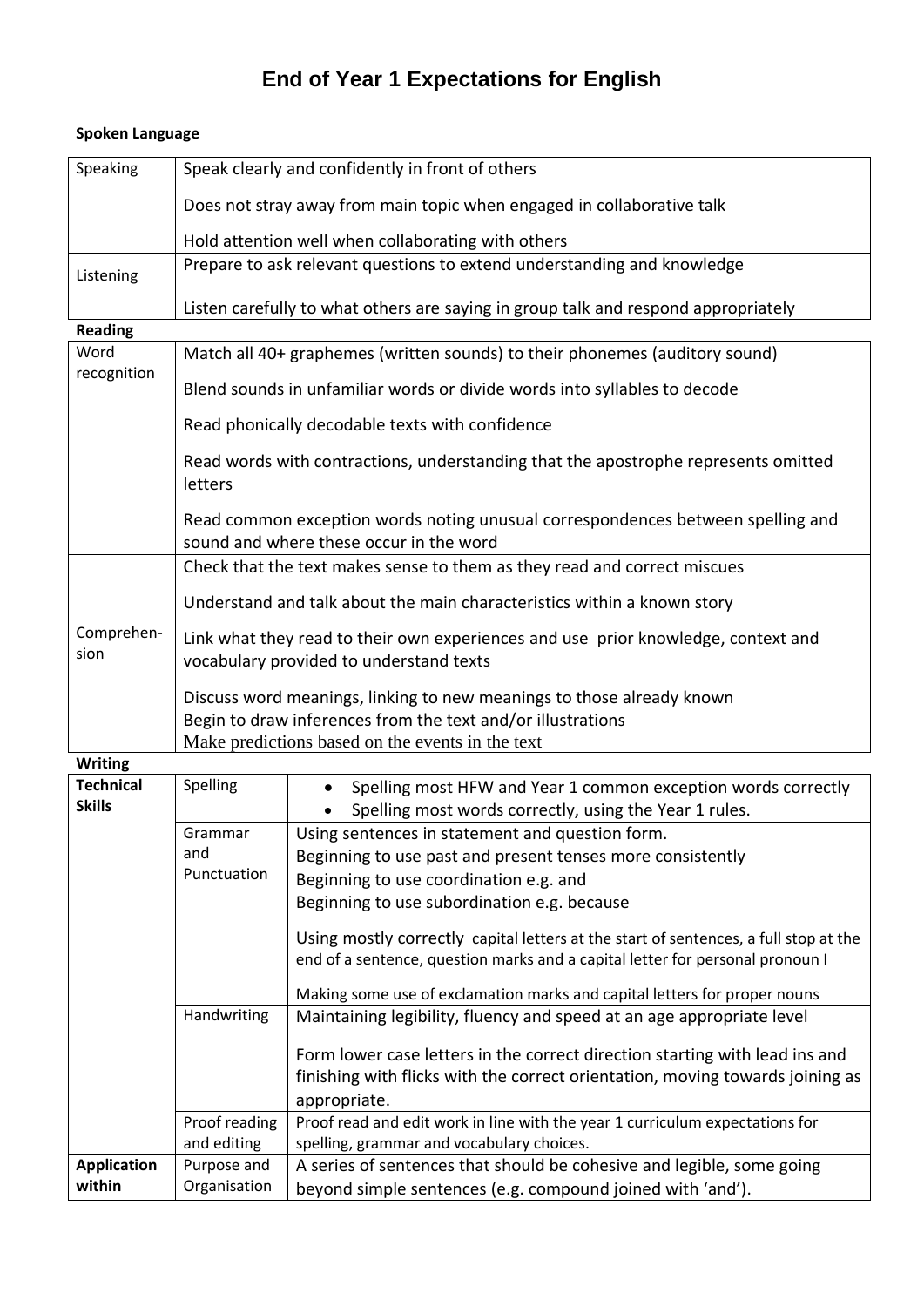# End of Year 1 Expectations for English

**Spoken Language**

| | |
|---|---|
| Speaking | Speak clearly and confidently in front of others<br><br>Does not stray away from main topic when engaged in collaborative talk<br><br>Hold attention well when collaborating with others |
| Listening | Prepare to ask relevant questions to extend understanding and knowledge<br><br>Listen carefully to what others are saying in group talk and respond appropriately |

**Reading**

| | |
|---|---|
| Word recognition | Match all 40+ graphemes (written sounds) to their phonemes (auditory sound)<br><br>Blend sounds in unfamiliar words or divide words into syllables to decode<br><br>Read phonically decodable texts with confidence<br><br>Read words with contractions, understanding that the apostrophe represents omitted letters<br><br>Read common exception words noting unusual correspondences between spelling and sound and where these occur in the word |
| Comprehen-sion | Check that the text makes sense to them as they read and correct miscues<br><br>Understand and talk about the main characteristics within a known story<br><br>Link what they read to their own experiences and use prior knowledge, context and vocabulary provided to understand texts<br><br>Discuss word meanings, linking to new meanings to those already known<br>Begin to draw inferences from the text and/or illustrations<br>Make predictions based on the events in the text |

**Writing**

| | | |
|---|---|---|
| **Technical Skills** | Spelling | • Spelling most HFW and Year 1 common exception words correctly<br>• Spelling most words correctly, using the Year 1 rules. |
| | Grammar and Punctuation | Using sentences in statement and question form.<br>Beginning to use past and present tenses more consistently<br>Beginning to use coordination e.g. and<br>Beginning to use subordination e.g. because<br><br>Using mostly correctly capital letters at the start of sentences, a full stop at the end of a sentence, question marks and a capital letter for personal pronoun I<br><br>Making some use of exclamation marks and capital letters for proper nouns |
| | Handwriting | Maintaining legibility, fluency and speed at an age appropriate level<br><br>Form lower case letters in the correct direction starting with lead ins and finishing with flicks with the correct orientation, moving towards joining as appropriate. |
| | Proof reading and editing | Proof read and edit work in line with the year 1 curriculum expectations for spelling, grammar and vocabulary choices. |
| **Application within** | Purpose and Organisation | A series of sentences that should be cohesive and legible, some going beyond simple sentences (e.g. compound joined with 'and'). |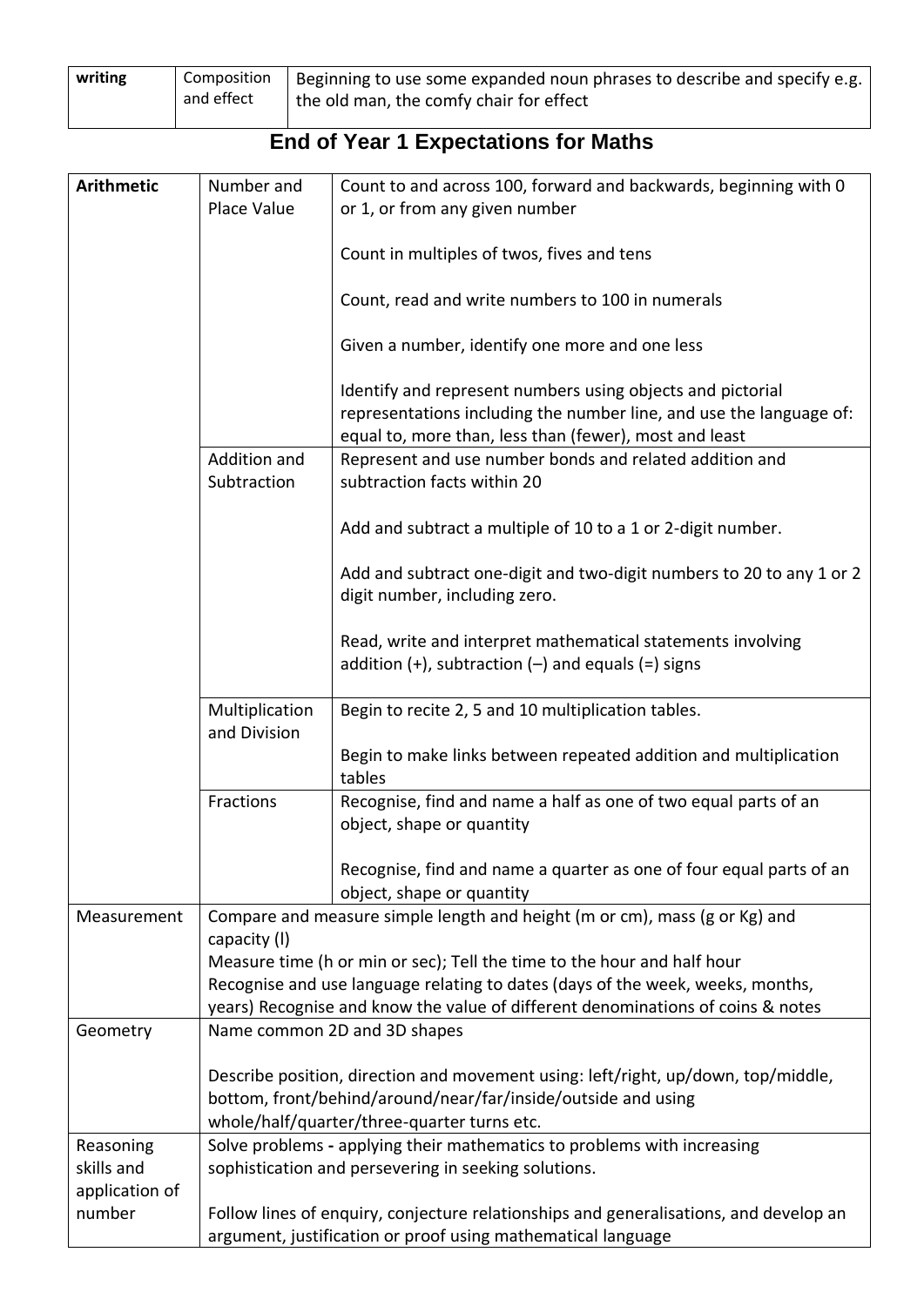| | | |
|---|---|---|
| **writing** | Composition and effect | Beginning to use some expanded noun phrases to describe and specify e.g. the old man, the comfy chair for effect |

## End of Year 1 Expectations for Maths

| | | |
|---|---|---|
| **Arithmetic** | Number and Place Value | Count to and across 100, forward and backwards, beginning with 0 or 1, or from any given number<br><br>Count in multiples of twos, fives and tens<br><br>Count, read and write numbers to 100 in numerals<br><br>Given a number, identify one more and one less<br><br>Identify and represent numbers using objects and pictorial representations including the number line, and use the language of: equal to, more than, less than (fewer), most and least |
| | Addition and Subtraction | Represent and use number bonds and related addition and subtraction facts within 20<br><br>Add and subtract a multiple of 10 to a 1 or 2-digit number.<br><br>Add and subtract one-digit and two-digit numbers to 20 to any 1 or 2 digit number, including zero.<br><br>Read, write and interpret mathematical statements involving addition (+), subtraction (–) and equals (=) signs |
| | Multiplication and Division | Begin to recite 2, 5 and 10 multiplication tables.<br><br>Begin to make links between repeated addition and multiplication tables |
| | Fractions | Recognise, find and name a half as one of two equal parts of an object, shape or quantity<br><br>Recognise, find and name a quarter as one of four equal parts of an object, shape or quantity |
| Measurement | Compare and measure simple length and height (m or cm), mass (g or Kg) and capacity (l)<br>Measure time (h or min or sec); Tell the time to the hour and half hour<br>Recognise and use language relating to dates (days of the week, weeks, months, years) Recognise and know the value of different denominations of coins & notes | |
| Geometry | Name common 2D and 3D shapes<br><br>Describe position, direction and movement using: left/right, up/down, top/middle, bottom, front/behind/around/near/far/inside/outside and using whole/half/quarter/three-quarter turns etc. | |
| Reasoning skills and application of number | Solve problems - applying their mathematics to problems with increasing sophistication and persevering in seeking solutions.<br><br>Follow lines of enquiry, conjecture relationships and generalisations, and develop an argument, justification or proof using mathematical language | |